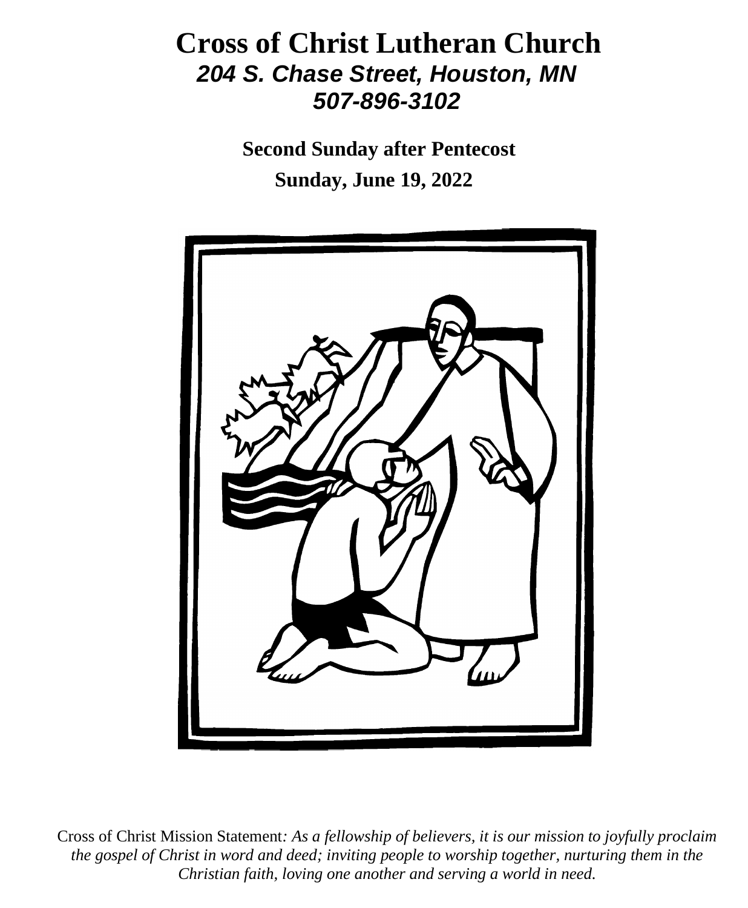# Cross of Christ Lutheran Church

***204 S. Chase Street, Houston, MN***

***507-896-3102***

**Second Sunday after Pentecost**

**Sunday, June 19, 2022**

Cross of Christ Mission Statement*: As a fellowship of believers, it is our mission to joyfully proclaim the gospel of Christ in word and deed; inviting people to worship together, nurturing them in the Christian faith, loving one another and serving a world in need.*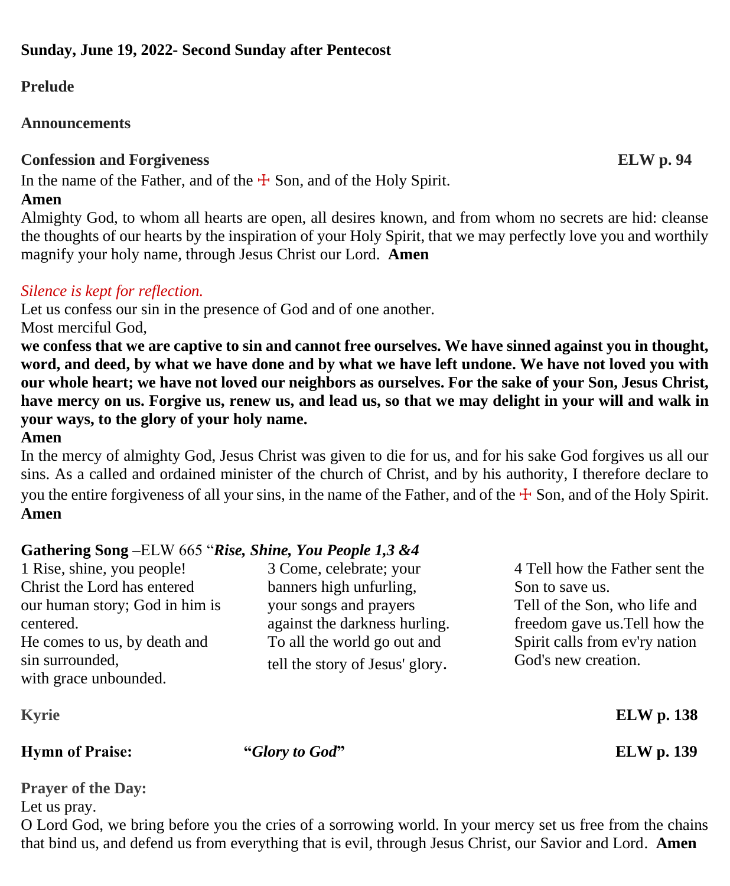**Sunday, June 19, 2022- Second Sunday after Pentecost**

**Prelude**

**Announcements**

**Confession and Forgiveness** **ELW p. 94**

In the name of the Father, and of the ☩ Son, and of the Holy Spirit.

**Amen**

Almighty God, to whom all hearts are open, all desires known, and from whom no secrets are hid: cleanse the thoughts of our hearts by the inspiration of your Holy Spirit, that we may perfectly love you and worthily magnify your holy name, through Jesus Christ our Lord. **Amen**

*Silence is kept for reflection.*

Let us confess our sin in the presence of God and of one another.

Most merciful God,

**we confess that we are captive to sin and cannot free ourselves. We have sinned against you in thought, word, and deed, by what we have done and by what we have left undone. We have not loved you with our whole heart; we have not loved our neighbors as ourselves. For the sake of your Son, Jesus Christ, have mercy on us. Forgive us, renew us, and lead us, so that we may delight in your will and walk in your ways, to the glory of your holy name.**

**Amen**

In the mercy of almighty God, Jesus Christ was given to die for us, and for his sake God forgives us all our sins. As a called and ordained minister of the church of Christ, and by his authority, I therefore declare to you the entire forgiveness of all your sins, in the name of the Father, and of the ☩ Son, and of the Holy Spirit.

**Amen**

**Gathering Song** –ELW 665 "***Rise, Shine, You People 1,3 &4***

1 Rise, shine, you people!
Christ the Lord has entered
our human story; God in him is centered.
He comes to us, by death and sin surrounded,
with grace unbounded.

3 Come, celebrate; your banners high unfurling,
your songs and prayers against the darkness hurling.
To all the world go out and tell the story of Jesus' glory.

4 Tell how the Father sent the Son to save us.
Tell of the Son, who life and freedom gave us.Tell how the Spirit calls from ev'ry nation
God's new creation.

**Kyrie** **ELW p. 138**

**Hymn of Praise:** **"*Glory to God*"** **ELW p. 139**

**Prayer of the Day:**

Let us pray.

O Lord God, we bring before you the cries of a sorrowing world. In your mercy set us free from the chains that bind us, and defend us from everything that is evil, through Jesus Christ, our Savior and Lord. **Amen**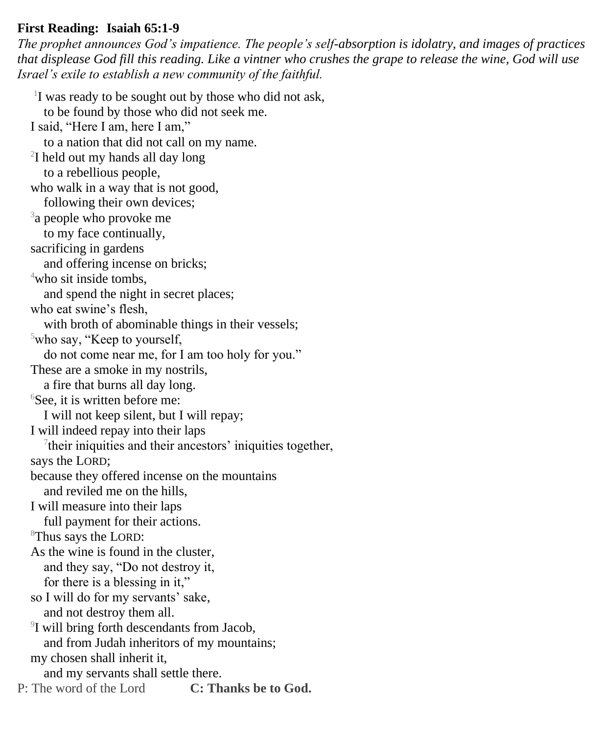**First Reading: Isaiah 65:1-9**

*The prophet announces God's impatience. The people's self-absorption is idolatry, and images of practices that displease God fill this reading. Like a vintner who crushes the grape to release the wine, God will use Israel's exile to establish a new community of the faithful.*

[1]I was ready to be sought out by those who did not ask,
to be found by those who did not seek me.
I said, "Here I am, here I am,"
to a nation that did not call on my name.
[2]I held out my hands all day long
to a rebellious people,
who walk in a way that is not good,
following their own devices;
[3]a people who provoke me
to my face continually,
sacrificing in gardens
and offering incense on bricks;
[4]who sit inside tombs,
and spend the night in secret places;
who eat swine's flesh,
with broth of abominable things in their vessels;
[5]who say, "Keep to yourself,
do not come near me, for I am too holy for you."
These are a smoke in my nostrils,
a fire that burns all day long.
[6]See, it is written before me:
I will not keep silent, but I will repay;
I will indeed repay into their laps
[7]their iniquities and their ancestors' iniquities together,
says the LORD;
because they offered incense on the mountains
and reviled me on the hills,
I will measure into their laps
full payment for their actions.
[8]Thus says the LORD:
As the wine is found in the cluster,
and they say, "Do not destroy it,
for there is a blessing in it,"
so I will do for my servants' sake,
and not destroy them all.
[9]I will bring forth descendants from Jacob,
and from Judah inheritors of my mountains;
my chosen shall inherit it,
and my servants shall settle there.

P: The word of the Lord **C: Thanks be to God.**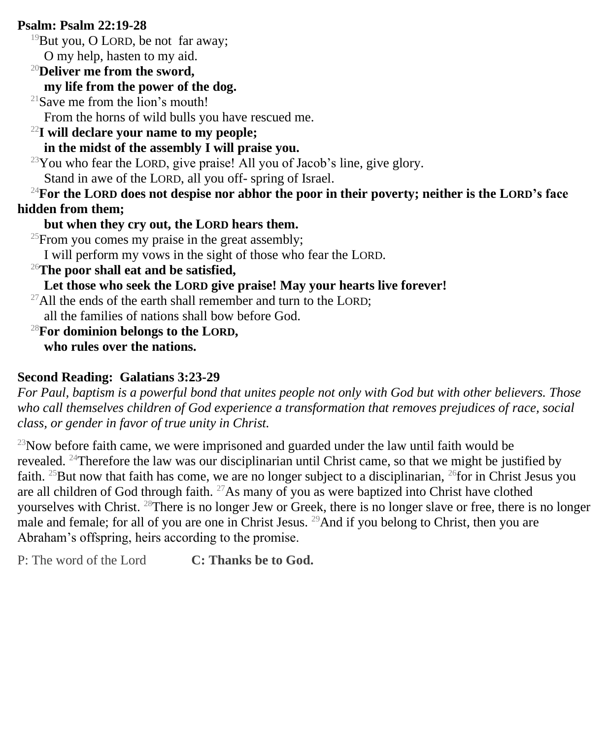**Psalm: Psalm 22:19-28**

[19]But you, O LORD, be not far away;
O my help, hasten to my aid.

[20]**Deliver me from the sword,**
**my life from the power of the dog.**

[21]Save me from the lion's mouth!
From the horns of wild bulls you have rescued me.

[22]**I will declare your name to my people;**
**in the midst of the assembly I will praise you.**

[23]You who fear the LORD, give praise! All you of Jacob's line, give glory.
Stand in awe of the LORD, all you off- spring of Israel.

[24]**For the LORD does not despise nor abhor the poor in their poverty; neither is the LORD's face hidden from them;**
**but when they cry out, the LORD hears them.**

[25]From you comes my praise in the great assembly;
I will perform my vows in the sight of those who fear the LORD.

[26]**The poor shall eat and be satisfied,**
**Let those who seek the LORD give praise! May your hearts live forever!**

[27]All the ends of the earth shall remember and turn to the LORD;
all the families of nations shall bow before God.

[28]**For dominion belongs to the LORD,**
**who rules over the nations.**

**Second Reading: Galatians 3:23-29**

*For Paul, baptism is a powerful bond that unites people not only with God but with other believers. Those who call themselves children of God experience a transformation that removes prejudices of race, social class, or gender in favor of true unity in Christ.*

[23]Now before faith came, we were imprisoned and guarded under the law until faith would be revealed. [24]Therefore the law was our disciplinarian until Christ came, so that we might be justified by faith. [25]But now that faith has come, we are no longer subject to a disciplinarian, [26]for in Christ Jesus you are all children of God through faith. [27]As many of you as were baptized into Christ have clothed yourselves with Christ. [28]There is no longer Jew or Greek, there is no longer slave or free, there is no longer male and female; for all of you are one in Christ Jesus. [29]And if you belong to Christ, then you are Abraham's offspring, heirs according to the promise.

P: The word of the Lord **C: Thanks be to God.**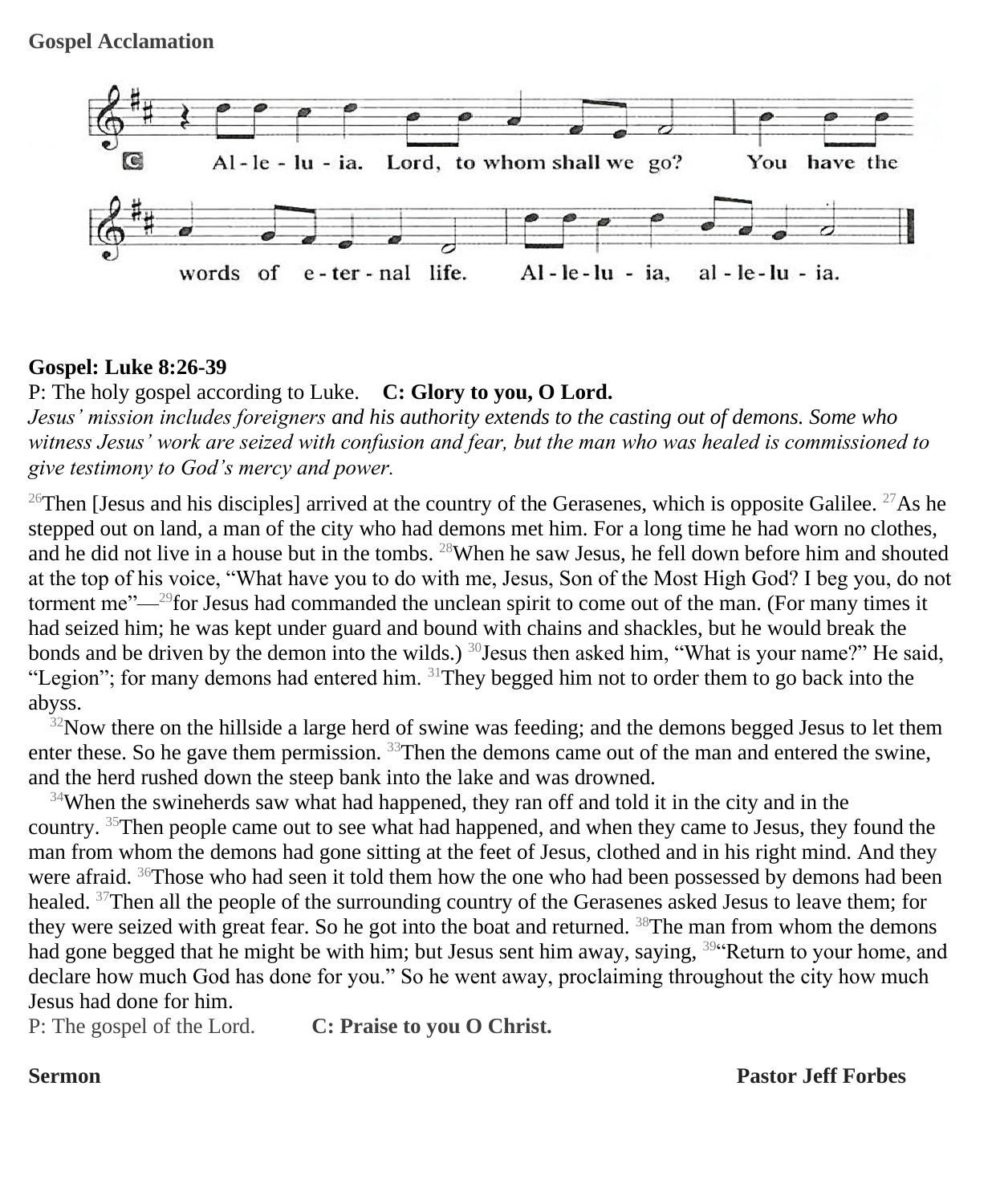**Gospel Acclamation**

C Al-le-lu-ia. Lord, to whom shall we go? You have the words of e-ter-nal life. Al-le-lu-ia, al-le-lu-ia.

**Gospel: Luke 8:26-39**

P: The holy gospel according to Luke. **C: Glory to you, O Lord.**

*Jesus' mission includes foreigners and his authority extends to the casting out of demons. Some who witness Jesus' work are seized with confusion and fear, but the man who was healed is commissioned to give testimony to God's mercy and power.*

[26]Then [Jesus and his disciples] arrived at the country of the Gerasenes, which is opposite Galilee. [27]As he stepped out on land, a man of the city who had demons met him. For a long time he had worn no clothes, and he did not live in a house but in the tombs. [28]When he saw Jesus, he fell down before him and shouted at the top of his voice, "What have you to do with me, Jesus, Son of the Most High God? I beg you, do not torment me"—[29]for Jesus had commanded the unclean spirit to come out of the man. (For many times it had seized him; he was kept under guard and bound with chains and shackles, but he would break the bonds and be driven by the demon into the wilds.) [30]Jesus then asked him, "What is your name?" He said, "Legion"; for many demons had entered him. [31]They begged him not to order them to go back into the abyss.

[32]Now there on the hillside a large herd of swine was feeding; and the demons begged Jesus to let them enter these. So he gave them permission. [33]Then the demons came out of the man and entered the swine, and the herd rushed down the steep bank into the lake and was drowned.

[34]When the swineherds saw what had happened, they ran off and told it in the city and in the country. [35]Then people came out to see what had happened, and when they came to Jesus, they found the man from whom the demons had gone sitting at the feet of Jesus, clothed and in his right mind. And they were afraid. [36]Those who had seen it told them how the one who had been possessed by demons had been healed. [37]Then all the people of the surrounding country of the Gerasenes asked Jesus to leave them; for they were seized with great fear. So he got into the boat and returned. [38]The man from whom the demons had gone begged that he might be with him; but Jesus sent him away, saying, [39]"Return to your home, and declare how much God has done for you." So he went away, proclaiming throughout the city how much Jesus had done for him.

P: The gospel of the Lord. **C: Praise to you O Christ.**

**Sermon** **Pastor Jeff Forbes**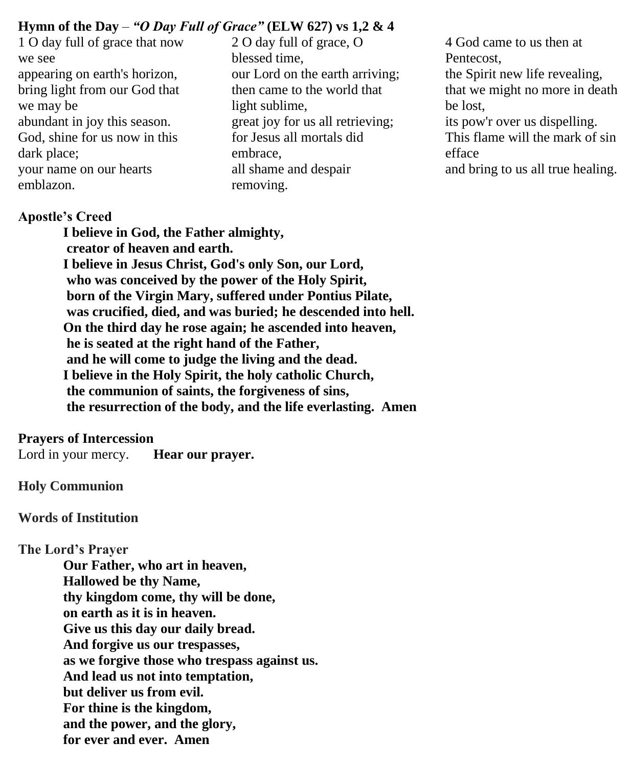**Hymn of the Day** – ***"O Day Full of Grace"*** **(ELW 627) vs 1,2 & 4**

1 O day full of grace that now we see
appearing on earth's horizon,
bring light from our God that we may be
abundant in joy this season.
God, shine for us now in this dark place;
your name on our hearts emblazon.

2 O day full of grace, O blessed time,
our Lord on the earth arriving;
then came to the world that light sublime,
great joy for us all retrieving;
for Jesus all mortals did embrace,
all shame and despair removing.

4 God came to us then at Pentecost,
the Spirit new life revealing,
that we might no more in death be lost,
its pow'r over us dispelling.
This flame will the mark of sin efface
and bring to us all true healing.

**Apostle's Creed**

**I believe in God, the Father almighty,**
**creator of heaven and earth.**
**I believe in Jesus Christ, God's only Son, our Lord,**
**who was conceived by the power of the Holy Spirit,**
**born of the Virgin Mary, suffered under Pontius Pilate,**
**was crucified, died, and was buried; he descended into hell.**
**On the third day he rose again; he ascended into heaven,**
**he is seated at the right hand of the Father,**
**and he will come to judge the living and the dead.**
**I believe in the Holy Spirit, the holy catholic Church,**
**the communion of saints, the forgiveness of sins,**
**the resurrection of the body, and the life everlasting. Amen**

**Prayers of Intercession**

Lord in your mercy. **Hear our prayer.**

**Holy Communion**

**Words of Institution**

**The Lord's Prayer**

**Our Father, who art in heaven,**
**Hallowed be thy Name,**
**thy kingdom come, thy will be done,**
**on earth as it is in heaven.**
**Give us this day our daily bread.**
**And forgive us our trespasses,**
**as we forgive those who trespass against us.**
**And lead us not into temptation,**
**but deliver us from evil.**
**For thine is the kingdom,**
**and the power, and the glory,**
**for ever and ever. Amen**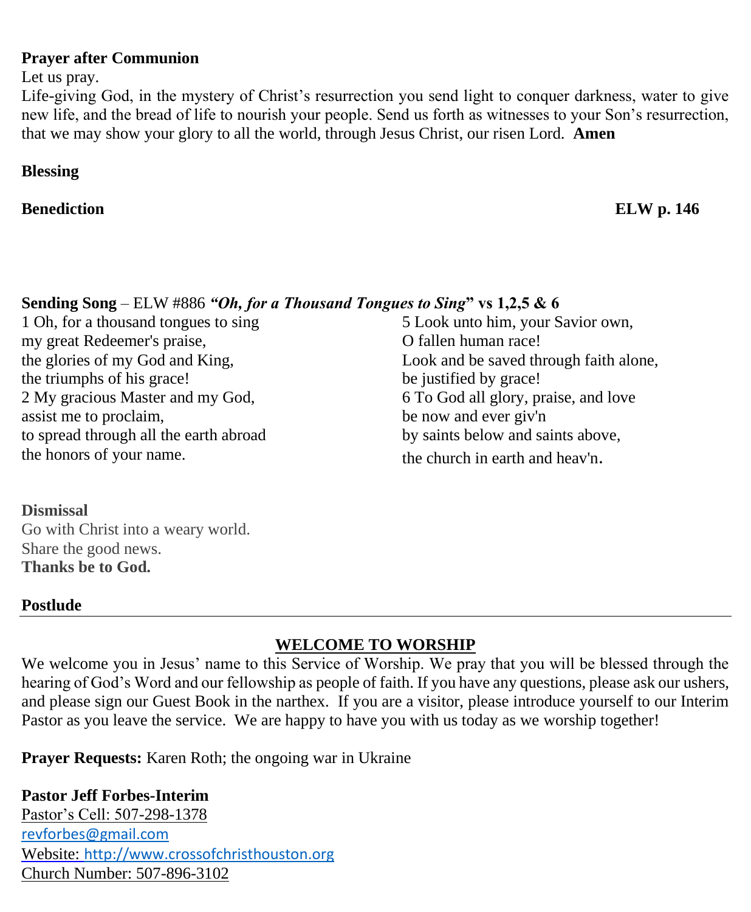**Prayer after Communion**

Let us pray.

Life-giving God, in the mystery of Christ's resurrection you send light to conquer darkness, water to give new life, and the bread of life to nourish your people. Send us forth as witnesses to your Son's resurrection, that we may show your glory to all the world, through Jesus Christ, our risen Lord. **Amen**

**Blessing**

**Benediction** **ELW p. 146**

**Sending Song** – ELW #886 ***"Oh, for a Thousand Tongues to Sing*" vs 1,2,5 & 6**

1 Oh, for a thousand tongues to sing
my great Redeemer's praise,
the glories of my God and King,
the triumphs of his grace!

2 My gracious Master and my God,
assist me to proclaim,
to spread through all the earth abroad
the honors of your name.

5 Look unto him, your Savior own,
O fallen human race!
Look and be saved through faith alone,
be justified by grace!

6 To God all glory, praise, and love
be now and ever giv'n
by saints below and saints above,
the church in earth and heav'n.

**Dismissal**

Go with Christ into a weary world.
Share the good news.
**Thanks be to God.**

**Postlude**

---

## WELCOME TO WORSHIP

We welcome you in Jesus' name to this Service of Worship. We pray that you will be blessed through the hearing of God's Word and our fellowship as people of faith. If you have any questions, please ask our ushers, and please sign our Guest Book in the narthex. If you are a visitor, please introduce yourself to our Interim Pastor as you leave the service. We are happy to have you with us today as we worship together!

**Prayer Requests:** Karen Roth; the ongoing war in Ukraine

**Pastor Jeff Forbes-Interim**
Pastor's Cell: 507-298-1378
revforbes@gmail.com
Website: http://www.crossofchristhouston.org
Church Number: 507-896-3102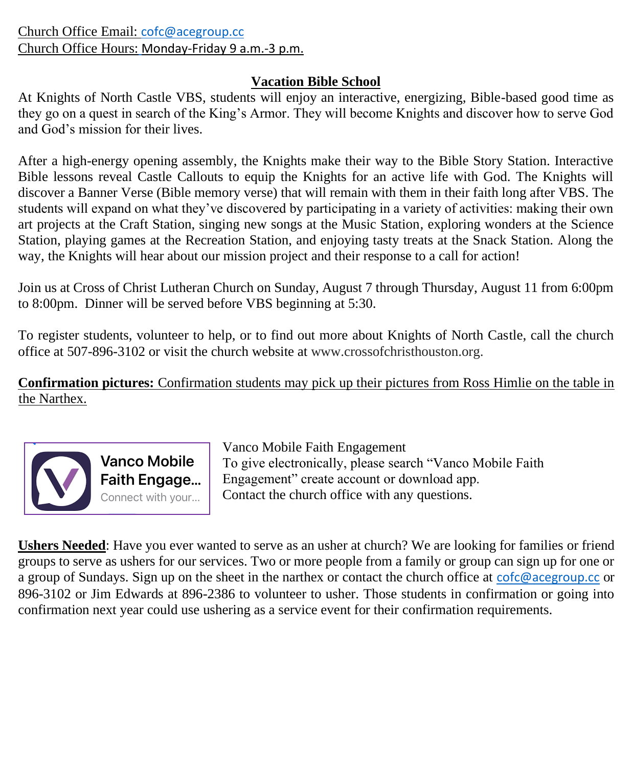Church Office Email: cofc@acegroup.cc
Church Office Hours: Monday-Friday 9 a.m.-3 p.m.

## Vacation Bible School

At Knights of North Castle VBS, students will enjoy an interactive, energizing, Bible-based good time as they go on a quest in search of the King's Armor. They will become Knights and discover how to serve God and God's mission for their lives.

After a high-energy opening assembly, the Knights make their way to the Bible Story Station. Interactive Bible lessons reveal Castle Callouts to equip the Knights for an active life with God. The Knights will discover a Banner Verse (Bible memory verse) that will remain with them in their faith long after VBS. The students will expand on what they've discovered by participating in a variety of activities: making their own art projects at the Craft Station, singing new songs at the Music Station, exploring wonders at the Science Station, playing games at the Recreation Station, and enjoying tasty treats at the Snack Station. Along the way, the Knights will hear about our mission project and their response to a call for action!

Join us at Cross of Christ Lutheran Church on Sunday, August 7 through Thursday, August 11 from 6:00pm to 8:00pm. Dinner will be served before VBS beginning at 5:30.

To register students, volunteer to help, or to find out more about Knights of North Castle, call the church office at 507-896-3102 or visit the church website at www.crossofchristhouston.org.

**Confirmation pictures:** Confirmation students may pick up their pictures from Ross Himlie on the table in the Narthex.

Vanco Mobile Faith Engagement
To give electronically, please search "Vanco Mobile Faith Engagement" create account or download app.
Contact the church office with any questions.

**Ushers Needed**: Have you ever wanted to serve as an usher at church? We are looking for families or friend groups to serve as ushers for our services. Two or more people from a family or group can sign up for one or a group of Sundays. Sign up on the sheet in the narthex or contact the church office at cofc@acegroup.cc or 896-3102 or Jim Edwards at 896-2386 to volunteer to usher. Those students in confirmation or going into confirmation next year could use ushering as a service event for their confirmation requirements.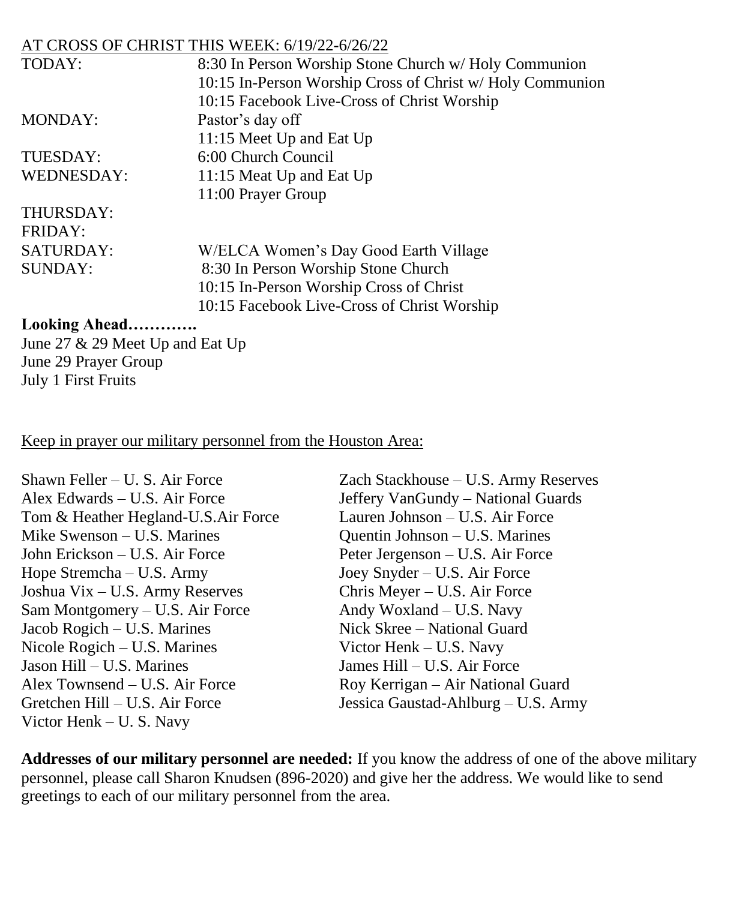AT CROSS OF CHRIST THIS WEEK: 6/19/22-6/26/22

| | |
|---|---|
| TODAY: | 8:30 In Person Worship Stone Church w/ Holy Communion |
| | 10:15 In-Person Worship Cross of Christ w/ Holy Communion |
| | 10:15 Facebook Live-Cross of Christ Worship |
| MONDAY: | Pastor's day off |
| | 11:15 Meet Up and Eat Up |
| TUESDAY: | 6:00 Church Council |
| WEDNESDAY: | 11:15 Meat Up and Eat Up |
| | 11:00 Prayer Group |
| THURSDAY: | |
| FRIDAY: | |
| SATURDAY: | W/ELCA Women's Day Good Earth Village |
| SUNDAY: | 8:30 In Person Worship Stone Church |
| | 10:15 In-Person Worship Cross of Christ |
| | 10:15 Facebook Live-Cross of Christ Worship |

**Looking Ahead………….**

June 27 & 29 Meet Up and Eat Up
June 29 Prayer Group
July 1 First Fruits

Keep in prayer our military personnel from the Houston Area:

Shawn Feller – U. S. Air Force
Alex Edwards – U.S. Air Force
Tom & Heather Hegland-U.S.Air Force
Mike Swenson – U.S. Marines
John Erickson – U.S. Air Force
Hope Stremcha – U.S. Army
Joshua Vix – U.S. Army Reserves
Sam Montgomery – U.S. Air Force
Jacob Rogich – U.S. Marines
Nicole Rogich – U.S. Marines
Jason Hill – U.S. Marines
Alex Townsend – U.S. Air Force
Gretchen Hill – U.S. Air Force
Victor Henk – U. S. Navy
Zach Stackhouse – U.S. Army Reserves
Jeffery VanGundy – National Guards
Lauren Johnson – U.S. Air Force
Quentin Johnson – U.S. Marines
Peter Jergenson – U.S. Air Force
Joey Snyder – U.S. Air Force
Chris Meyer – U.S. Air Force
Andy Woxland – U.S. Navy
Nick Skree – National Guard
Victor Henk – U.S. Navy
James Hill – U.S. Air Force
Roy Kerrigan – Air National Guard
Jessica Gaustad-Ahlburg – U.S. Army

**Addresses of our military personnel are needed:** If you know the address of one of the above military personnel, please call Sharon Knudsen (896-2020) and give her the address. We would like to send greetings to each of our military personnel from the area.